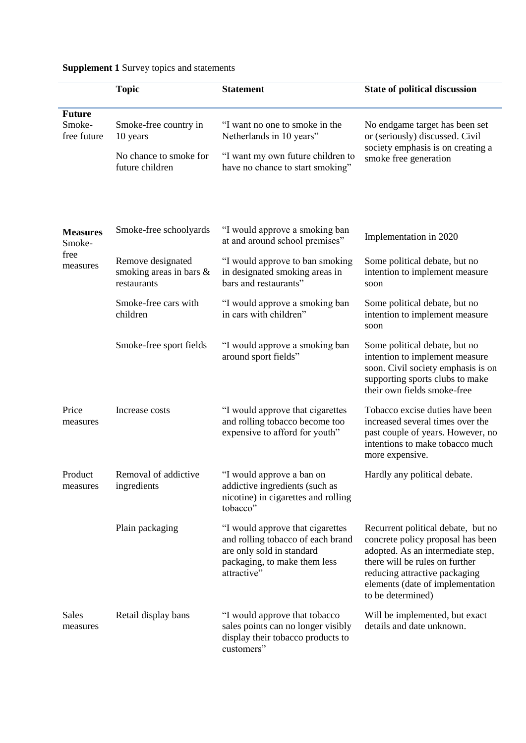**Supplement 1** Survey topics and statements

| | Topic | Statement | State of political discussion |
|---|---|---|---|
| **Future** Smoke-free future | Smoke-free country in 10 years | "I want no one to smoke in the Netherlands in 10 years" | No endgame target has been set or (seriously) discussed. Civil society emphasis is on creating a smoke free generation |
| | No chance to smoke for future children | "I want my own future children to have no chance to start smoking" | |
| **Measures** Smoke-free measures | Smoke-free schoolyards | "I would approve a smoking ban at and around school premises" | Implementation in 2020 |
| | Remove designated smoking areas in bars & restaurants | "I would approve to ban smoking in designated smoking areas in bars and restaurants" | Some political debate, but no intention to implement measure soon |
| | Smoke-free cars with children | "I would approve a smoking ban in cars with children" | Some political debate, but no intention to implement measure soon |
| | Smoke-free sport fields | "I would approve a smoking ban around sport fields" | Some political debate, but no intention to implement measure soon. Civil society emphasis is on supporting sports clubs to make their own fields smoke-free |
| Price measures | Increase costs | "I would approve that cigarettes and rolling tobacco become too expensive to afford for youth" | Tobacco excise duties have been increased several times over the past couple of years. However, no intentions to make tobacco much more expensive. |
| Product measures | Removal of addictive ingredients | "I would approve a ban on addictive ingredients (such as nicotine) in cigarettes and rolling tobacco" | Hardly any political debate. |
| | Plain packaging | "I would approve that cigarettes and rolling tobacco of each brand are only sold in standard packaging, to make them less attractive" | Recurrent political debate, but no concrete policy proposal has been adopted. As an intermediate step, there will be rules on further reducing attractive packaging elements (date of implementation to be determined) |
| Sales measures | Retail display bans | "I would approve that tobacco sales points can no longer visibly display their tobacco products to customers" | Will be implemented, but exact details and date unknown. |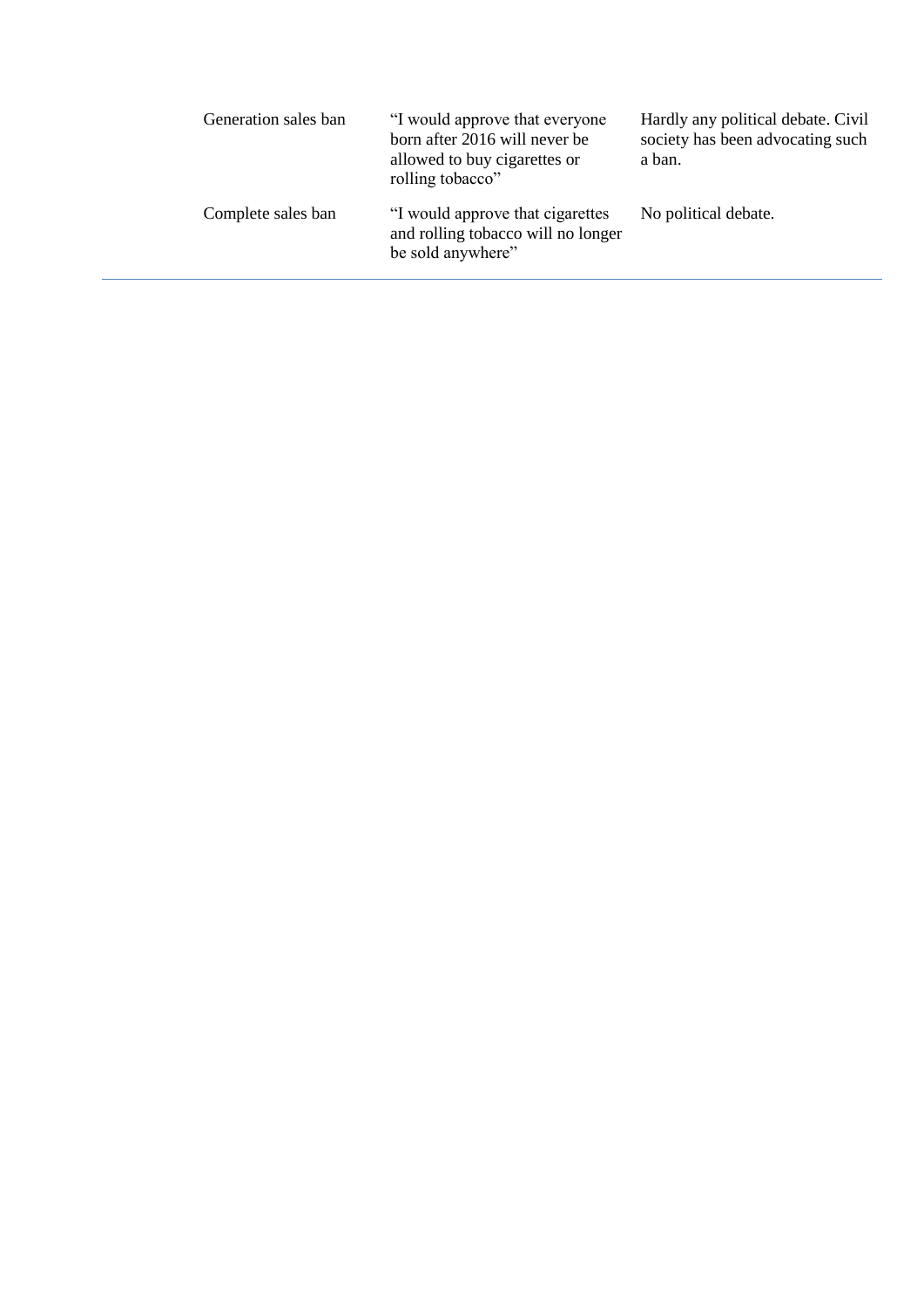| | | |
|---|---|---|
| Generation sales ban | "I would approve that everyone born after 2016 will never be allowed to buy cigarettes or rolling tobacco" | Hardly any political debate. Civil society has been advocating such a ban. |
| Complete sales ban | "I would approve that cigarettes and rolling tobacco will no longer be sold anywhere" | No political debate. |